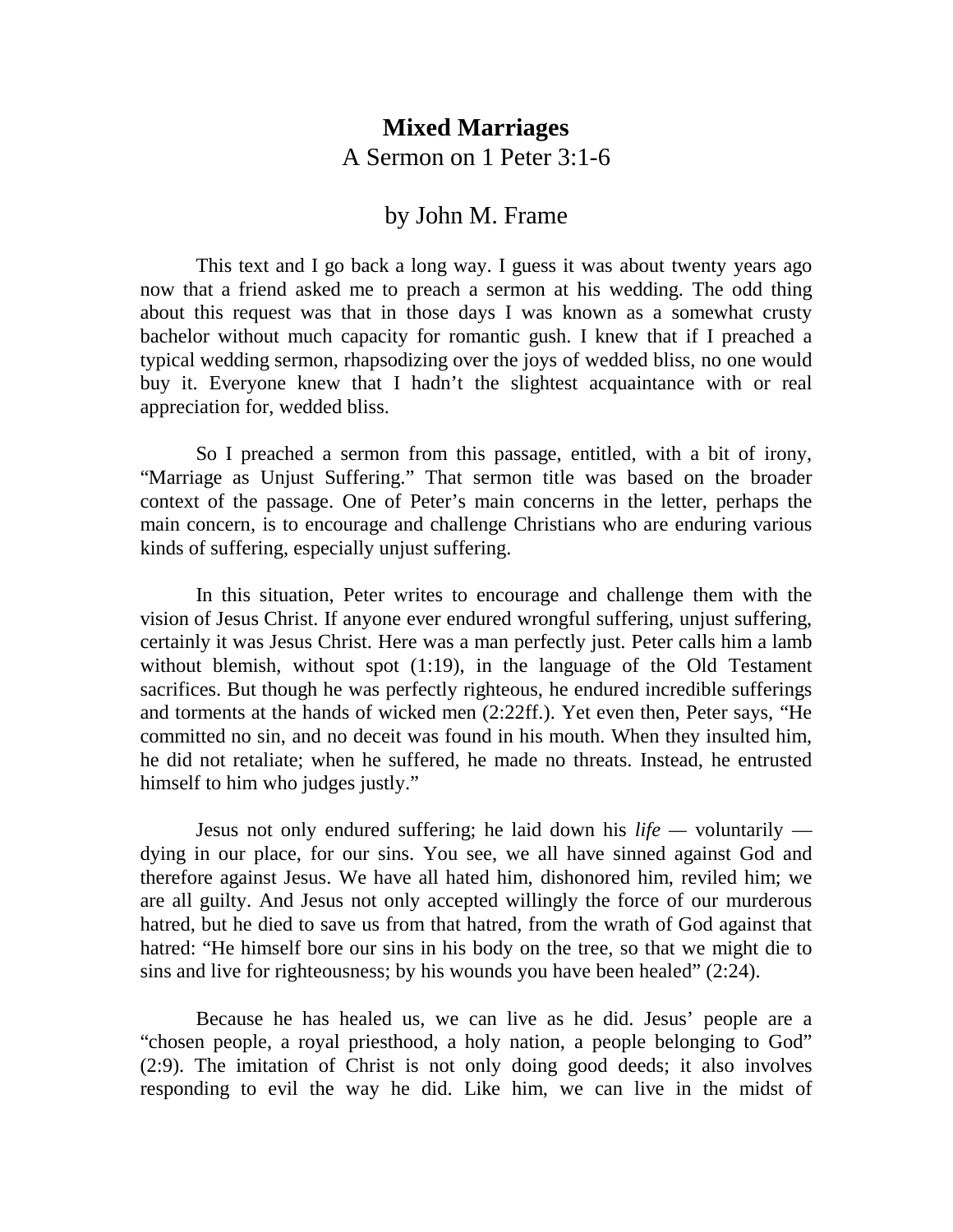# Mixed Marriages

A Sermon on 1 Peter 3:1-6

by John M. Frame

This text and I go back a long way. I guess it was about twenty years ago now that a friend asked me to preach a sermon at his wedding. The odd thing about this request was that in those days I was known as a somewhat crusty bachelor without much capacity for romantic gush. I knew that if I preached a typical wedding sermon, rhapsodizing over the joys of wedded bliss, no one would buy it. Everyone knew that I hadn't the slightest acquaintance with or real appreciation for, wedded bliss.

So I preached a sermon from this passage, entitled, with a bit of irony, "Marriage as Unjust Suffering." That sermon title was based on the broader context of the passage. One of Peter's main concerns in the letter, perhaps the main concern, is to encourage and challenge Christians who are enduring various kinds of suffering, especially unjust suffering.

In this situation, Peter writes to encourage and challenge them with the vision of Jesus Christ. If anyone ever endured wrongful suffering, unjust suffering, certainly it was Jesus Christ. Here was a man perfectly just. Peter calls him a lamb without blemish, without spot (1:19), in the language of the Old Testament sacrifices. But though he was perfectly righteous, he endured incredible sufferings and torments at the hands of wicked men (2:22ff.). Yet even then, Peter says, "He committed no sin, and no deceit was found in his mouth. When they insulted him, he did not retaliate; when he suffered, he made no threats. Instead, he entrusted himself to him who judges justly."

Jesus not only endured suffering; he laid down his *life* — voluntarily — dying in our place, for our sins. You see, we all have sinned against God and therefore against Jesus. We have all hated him, dishonored him, reviled him; we are all guilty. And Jesus not only accepted willingly the force of our murderous hatred, but he died to save us from that hatred, from the wrath of God against that hatred: "He himself bore our sins in his body on the tree, so that we might die to sins and live for righteousness; by his wounds you have been healed" (2:24).

Because he has healed us, we can live as he did. Jesus' people are a "chosen people, a royal priesthood, a holy nation, a people belonging to God" (2:9). The imitation of Christ is not only doing good deeds; it also involves responding to evil the way he did. Like him, we can live in the midst of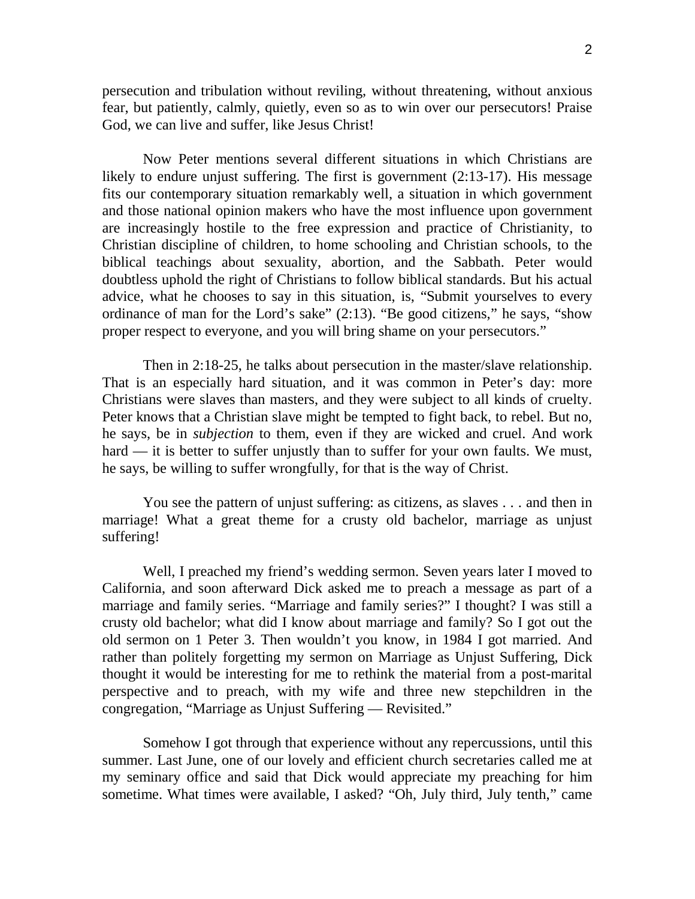persecution and tribulation without reviling, without threatening, without anxious fear, but patiently, calmly, quietly, even so as to win over our persecutors! Praise God, we can live and suffer, like Jesus Christ!

Now Peter mentions several different situations in which Christians are likely to endure unjust suffering. The first is government (2:13-17). His message fits our contemporary situation remarkably well, a situation in which government and those national opinion makers who have the most influence upon government are increasingly hostile to the free expression and practice of Christianity, to Christian discipline of children, to home schooling and Christian schools, to the biblical teachings about sexuality, abortion, and the Sabbath. Peter would doubtless uphold the right of Christians to follow biblical standards. But his actual advice, what he chooses to say in this situation, is, "Submit yourselves to every ordinance of man for the Lord's sake" (2:13). "Be good citizens," he says, "show proper respect to everyone, and you will bring shame on your persecutors."

Then in 2:18-25, he talks about persecution in the master/slave relationship. That is an especially hard situation, and it was common in Peter's day: more Christians were slaves than masters, and they were subject to all kinds of cruelty. Peter knows that a Christian slave might be tempted to fight back, to rebel. But no, he says, be in *subjection* to them, even if they are wicked and cruel. And work hard — it is better to suffer unjustly than to suffer for your own faults. We must, he says, be willing to suffer wrongfully, for that is the way of Christ.

You see the pattern of unjust suffering: as citizens, as slaves . . . and then in marriage! What a great theme for a crusty old bachelor, marriage as unjust suffering!

Well, I preached my friend's wedding sermon. Seven years later I moved to California, and soon afterward Dick asked me to preach a message as part of a marriage and family series. "Marriage and family series?" I thought? I was still a crusty old bachelor; what did I know about marriage and family? So I got out the old sermon on 1 Peter 3. Then wouldn't you know, in 1984 I got married. And rather than politely forgetting my sermon on Marriage as Unjust Suffering, Dick thought it would be interesting for me to rethink the material from a post-marital perspective and to preach, with my wife and three new stepchildren in the congregation, "Marriage as Unjust Suffering — Revisited."

Somehow I got through that experience without any repercussions, until this summer. Last June, one of our lovely and efficient church secretaries called me at my seminary office and said that Dick would appreciate my preaching for him sometime. What times were available, I asked? "Oh, July third, July tenth," came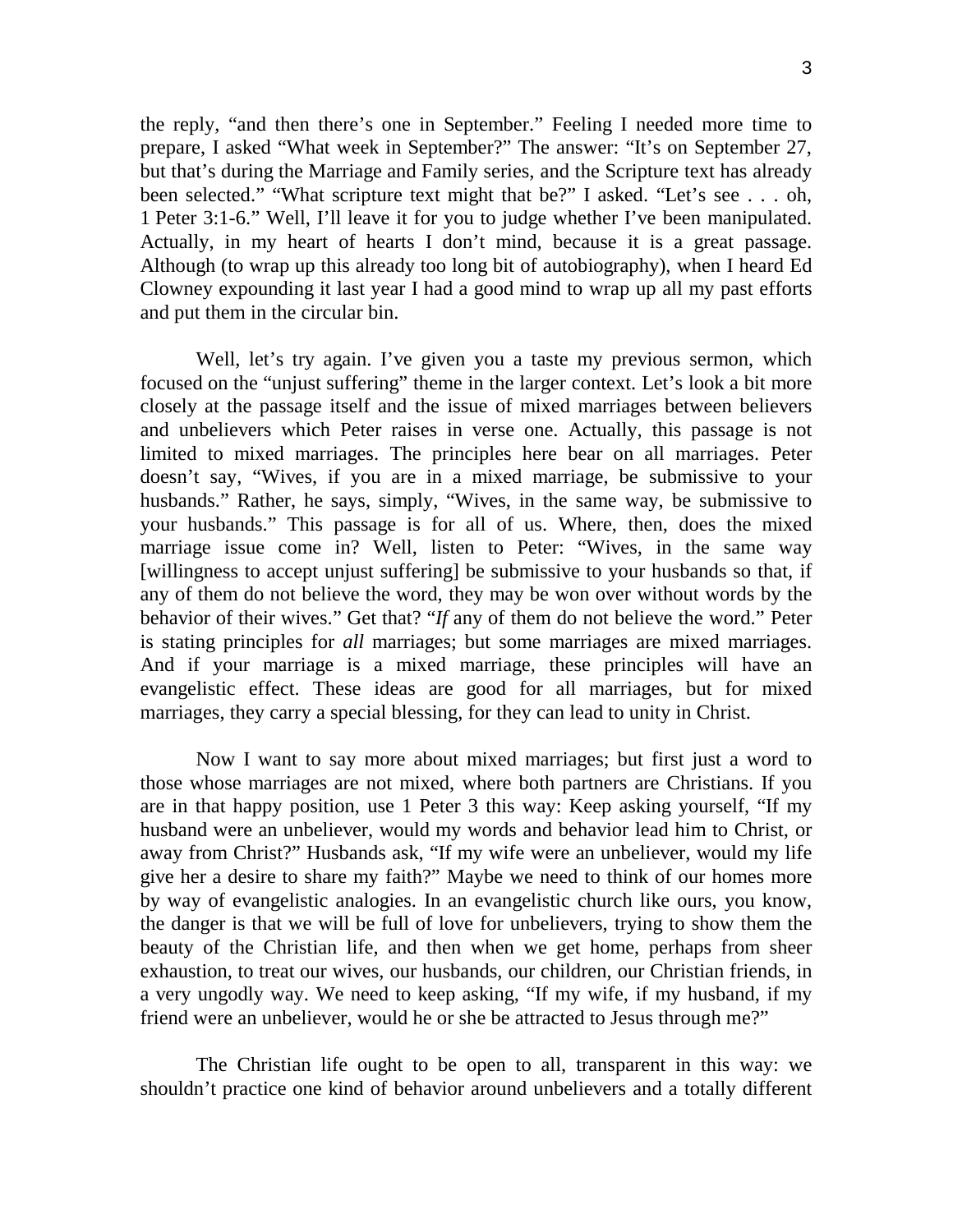the reply, "and then there's one in September." Feeling I needed more time to prepare, I asked "What week in September?" The answer: "It's on September 27, but that's during the Marriage and Family series, and the Scripture text has already been selected." "What scripture text might that be?" I asked. "Let's see . . . oh, 1 Peter 3:1-6." Well, I'll leave it for you to judge whether I've been manipulated. Actually, in my heart of hearts I don't mind, because it is a great passage. Although (to wrap up this already too long bit of autobiography), when I heard Ed Clowney expounding it last year I had a good mind to wrap up all my past efforts and put them in the circular bin.

Well, let's try again. I've given you a taste my previous sermon, which focused on the "unjust suffering" theme in the larger context. Let's look a bit more closely at the passage itself and the issue of mixed marriages between believers and unbelievers which Peter raises in verse one. Actually, this passage is not limited to mixed marriages. The principles here bear on all marriages. Peter doesn't say, "Wives, if you are in a mixed marriage, be submissive to your husbands." Rather, he says, simply, "Wives, in the same way, be submissive to your husbands." This passage is for all of us. Where, then, does the mixed marriage issue come in? Well, listen to Peter: "Wives, in the same way [willingness to accept unjust suffering] be submissive to your husbands so that, if any of them do not believe the word, they may be won over without words by the behavior of their wives." Get that? "*If* any of them do not believe the word." Peter is stating principles for *all* marriages; but some marriages are mixed marriages. And if your marriage is a mixed marriage, these principles will have an evangelistic effect. These ideas are good for all marriages, but for mixed marriages, they carry a special blessing, for they can lead to unity in Christ.

Now I want to say more about mixed marriages; but first just a word to those whose marriages are not mixed, where both partners are Christians. If you are in that happy position, use 1 Peter 3 this way: Keep asking yourself, "If my husband were an unbeliever, would my words and behavior lead him to Christ, or away from Christ?" Husbands ask, "If my wife were an unbeliever, would my life give her a desire to share my faith?" Maybe we need to think of our homes more by way of evangelistic analogies. In an evangelistic church like ours, you know, the danger is that we will be full of love for unbelievers, trying to show them the beauty of the Christian life, and then when we get home, perhaps from sheer exhaustion, to treat our wives, our husbands, our children, our Christian friends, in a very ungodly way. We need to keep asking, "If my wife, if my husband, if my friend were an unbeliever, would he or she be attracted to Jesus through me?"

The Christian life ought to be open to all, transparent in this way: we shouldn't practice one kind of behavior around unbelievers and a totally different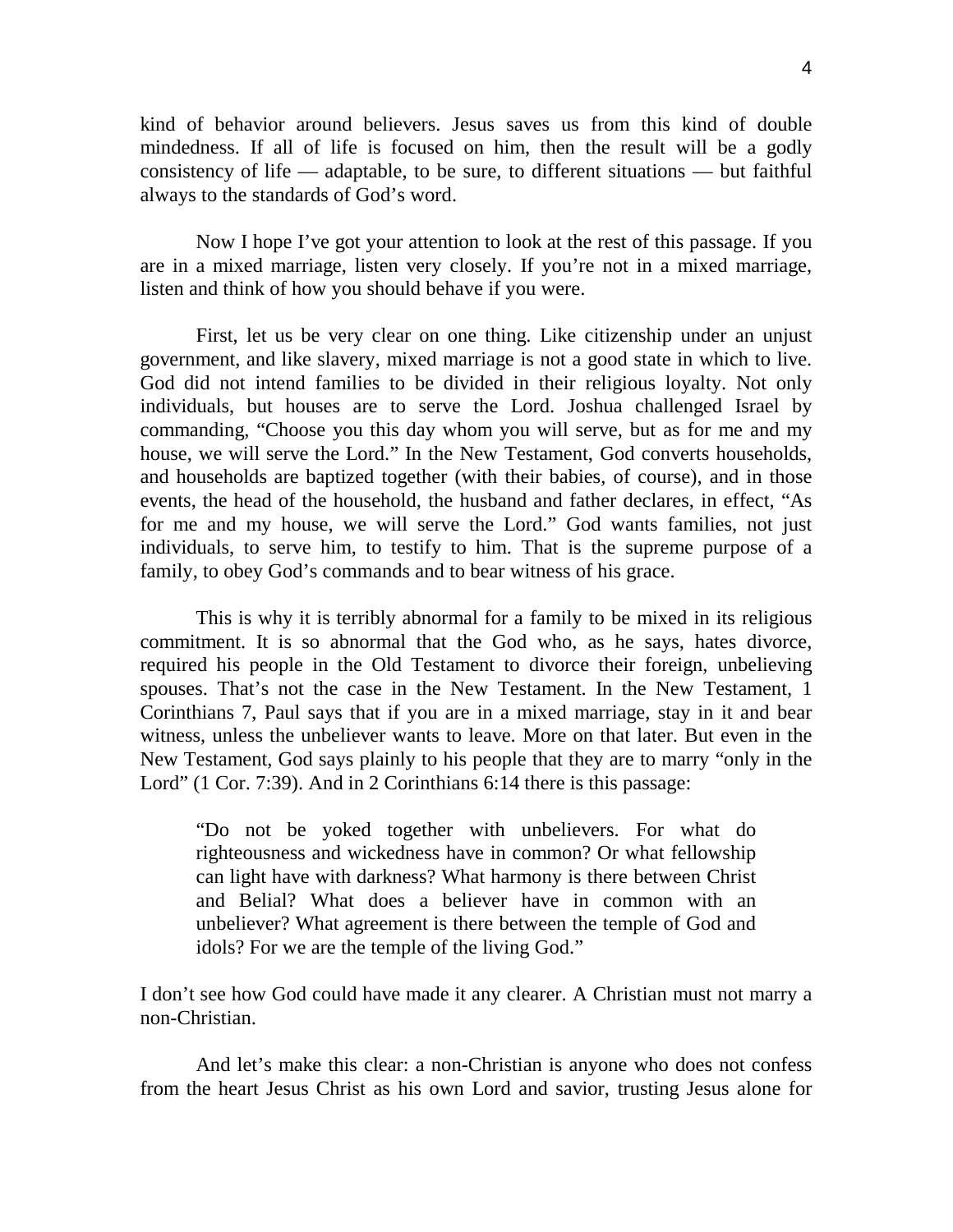kind of behavior around believers. Jesus saves us from this kind of double mindedness. If all of life is focused on him, then the result will be a godly consistency of life — adaptable, to be sure, to different situations — but faithful always to the standards of God's word.

Now I hope I've got your attention to look at the rest of this passage. If you are in a mixed marriage, listen very closely. If you're not in a mixed marriage, listen and think of how you should behave if you were.

First, let us be very clear on one thing. Like citizenship under an unjust government, and like slavery, mixed marriage is not a good state in which to live. God did not intend families to be divided in their religious loyalty. Not only individuals, but houses are to serve the Lord. Joshua challenged Israel by commanding, "Choose you this day whom you will serve, but as for me and my house, we will serve the Lord." In the New Testament, God converts households, and households are baptized together (with their babies, of course), and in those events, the head of the household, the husband and father declares, in effect, "As for me and my house, we will serve the Lord." God wants families, not just individuals, to serve him, to testify to him. That is the supreme purpose of a family, to obey God's commands and to bear witness of his grace.

This is why it is terribly abnormal for a family to be mixed in its religious commitment. It is so abnormal that the God who, as he says, hates divorce, required his people in the Old Testament to divorce their foreign, unbelieving spouses. That's not the case in the New Testament. In the New Testament, 1 Corinthians 7, Paul says that if you are in a mixed marriage, stay in it and bear witness, unless the unbeliever wants to leave. More on that later. But even in the New Testament, God says plainly to his people that they are to marry "only in the Lord" (1 Cor. 7:39). And in 2 Corinthians 6:14 there is this passage:

> "Do not be yoked together with unbelievers. For what do righteousness and wickedness have in common? Or what fellowship can light have with darkness? What harmony is there between Christ and Belial? What does a believer have in common with an unbeliever? What agreement is there between the temple of God and idols? For we are the temple of the living God."

I don't see how God could have made it any clearer. A Christian must not marry a non-Christian.

And let's make this clear: a non-Christian is anyone who does not confess from the heart Jesus Christ as his own Lord and savior, trusting Jesus alone for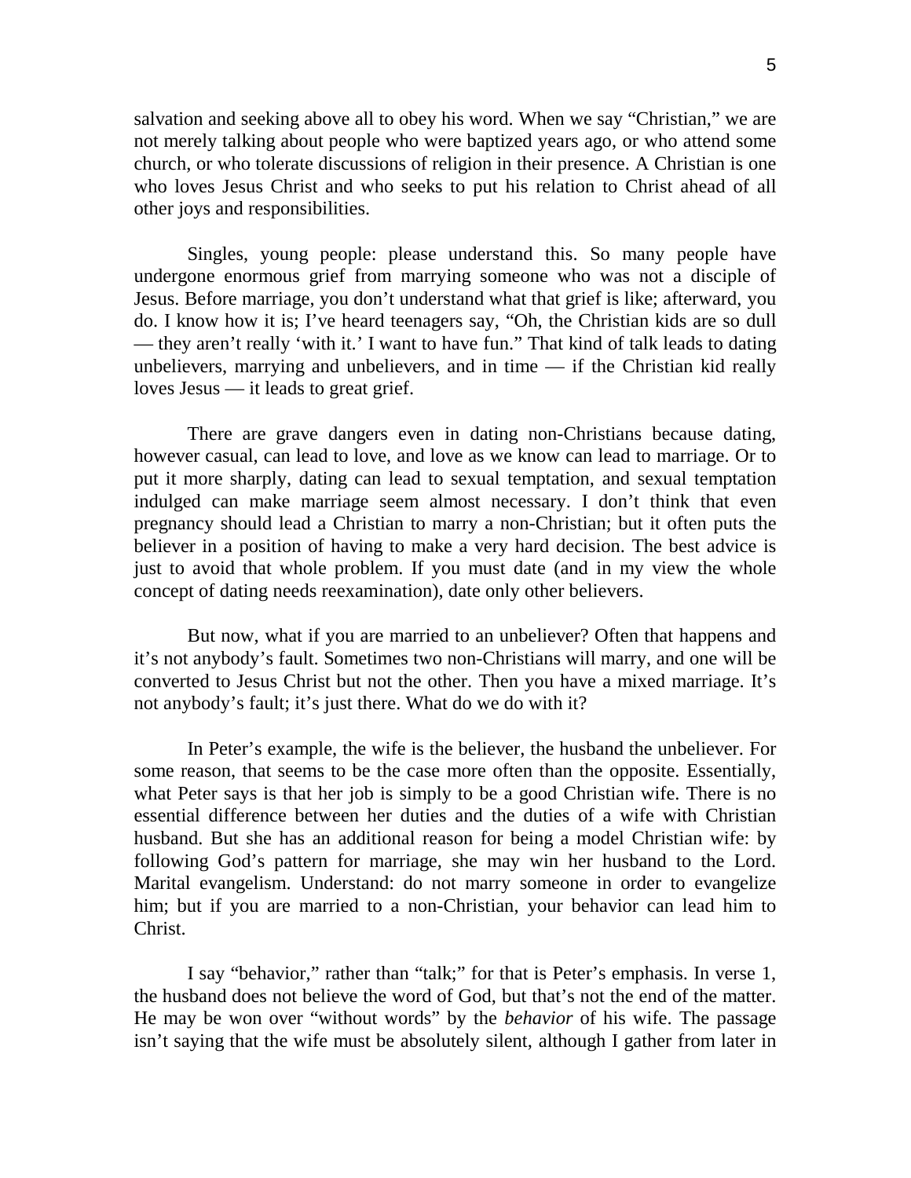salvation and seeking above all to obey his word. When we say "Christian," we are not merely talking about people who were baptized years ago, or who attend some church, or who tolerate discussions of religion in their presence. A Christian is one who loves Jesus Christ and who seeks to put his relation to Christ ahead of all other joys and responsibilities.

Singles, young people: please understand this. So many people have undergone enormous grief from marrying someone who was not a disciple of Jesus. Before marriage, you don't understand what that grief is like; afterward, you do. I know how it is; I've heard teenagers say, "Oh, the Christian kids are so dull — they aren't really 'with it.' I want to have fun." That kind of talk leads to dating unbelievers, marrying and unbelievers, and in time — if the Christian kid really loves Jesus — it leads to great grief.

There are grave dangers even in dating non-Christians because dating, however casual, can lead to love, and love as we know can lead to marriage. Or to put it more sharply, dating can lead to sexual temptation, and sexual temptation indulged can make marriage seem almost necessary. I don't think that even pregnancy should lead a Christian to marry a non-Christian; but it often puts the believer in a position of having to make a very hard decision. The best advice is just to avoid that whole problem. If you must date (and in my view the whole concept of dating needs reexamination), date only other believers.

But now, what if you are married to an unbeliever? Often that happens and it's not anybody's fault. Sometimes two non-Christians will marry, and one will be converted to Jesus Christ but not the other. Then you have a mixed marriage. It's not anybody's fault; it's just there. What do we do with it?

In Peter's example, the wife is the believer, the husband the unbeliever. For some reason, that seems to be the case more often than the opposite. Essentially, what Peter says is that her job is simply to be a good Christian wife. There is no essential difference between her duties and the duties of a wife with Christian husband. But she has an additional reason for being a model Christian wife: by following God's pattern for marriage, she may win her husband to the Lord. Marital evangelism. Understand: do not marry someone in order to evangelize him; but if you are married to a non-Christian, your behavior can lead him to Christ.

I say "behavior," rather than "talk;" for that is Peter's emphasis. In verse 1, the husband does not believe the word of God, but that's not the end of the matter. He may be won over "without words" by the *behavior* of his wife. The passage isn't saying that the wife must be absolutely silent, although I gather from later in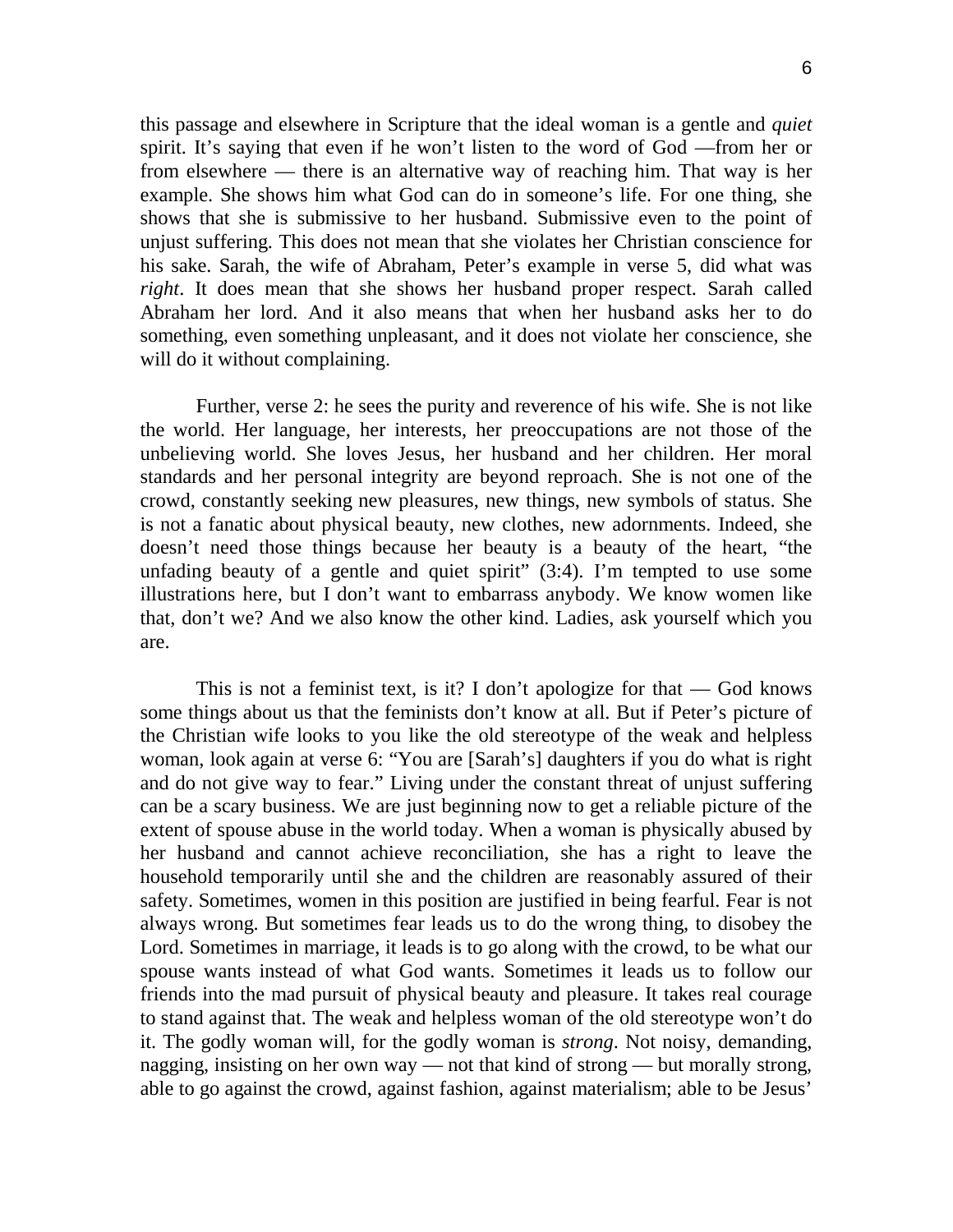this passage and elsewhere in Scripture that the ideal woman is a gentle and *quiet* spirit. It's saying that even if he won't listen to the word of God —from her or from elsewhere — there is an alternative way of reaching him. That way is her example. She shows him what God can do in someone's life. For one thing, she shows that she is submissive to her husband. Submissive even to the point of unjust suffering. This does not mean that she violates her Christian conscience for his sake. Sarah, the wife of Abraham, Peter's example in verse 5, did what was *right*. It does mean that she shows her husband proper respect. Sarah called Abraham her lord. And it also means that when her husband asks her to do something, even something unpleasant, and it does not violate her conscience, she will do it without complaining.

Further, verse 2: he sees the purity and reverence of his wife. She is not like the world. Her language, her interests, her preoccupations are not those of the unbelieving world. She loves Jesus, her husband and her children. Her moral standards and her personal integrity are beyond reproach. She is not one of the crowd, constantly seeking new pleasures, new things, new symbols of status. She is not a fanatic about physical beauty, new clothes, new adornments. Indeed, she doesn't need those things because her beauty is a beauty of the heart, "the unfading beauty of a gentle and quiet spirit" (3:4). I'm tempted to use some illustrations here, but I don't want to embarrass anybody. We know women like that, don't we? And we also know the other kind. Ladies, ask yourself which you are.

This is not a feminist text, is it? I don't apologize for that — God knows some things about us that the feminists don't know at all. But if Peter's picture of the Christian wife looks to you like the old stereotype of the weak and helpless woman, look again at verse 6: "You are [Sarah's] daughters if you do what is right and do not give way to fear." Living under the constant threat of unjust suffering can be a scary business. We are just beginning now to get a reliable picture of the extent of spouse abuse in the world today. When a woman is physically abused by her husband and cannot achieve reconciliation, she has a right to leave the household temporarily until she and the children are reasonably assured of their safety. Sometimes, women in this position are justified in being fearful. Fear is not always wrong. But sometimes fear leads us to do the wrong thing, to disobey the Lord. Sometimes in marriage, it leads is to go along with the crowd, to be what our spouse wants instead of what God wants. Sometimes it leads us to follow our friends into the mad pursuit of physical beauty and pleasure. It takes real courage to stand against that. The weak and helpless woman of the old stereotype won't do it. The godly woman will, for the godly woman is *strong*. Not noisy, demanding, nagging, insisting on her own way — not that kind of strong — but morally strong, able to go against the crowd, against fashion, against materialism; able to be Jesus'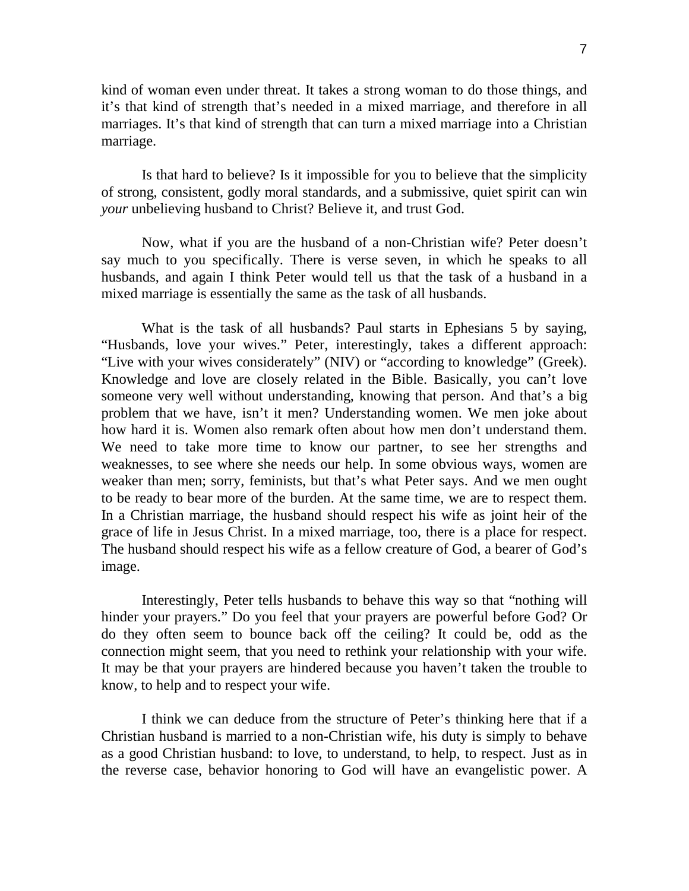kind of woman even under threat. It takes a strong woman to do those things, and it's that kind of strength that's needed in a mixed marriage, and therefore in all marriages. It's that kind of strength that can turn a mixed marriage into a Christian marriage.

Is that hard to believe? Is it impossible for you to believe that the simplicity of strong, consistent, godly moral standards, and a submissive, quiet spirit can win *your* unbelieving husband to Christ? Believe it, and trust God.

Now, what if you are the husband of a non-Christian wife? Peter doesn't say much to you specifically. There is verse seven, in which he speaks to all husbands, and again I think Peter would tell us that the task of a husband in a mixed marriage is essentially the same as the task of all husbands.

What is the task of all husbands? Paul starts in Ephesians 5 by saying, "Husbands, love your wives." Peter, interestingly, takes a different approach: "Live with your wives considerately" (NIV) or "according to knowledge" (Greek). Knowledge and love are closely related in the Bible. Basically, you can't love someone very well without understanding, knowing that person. And that's a big problem that we have, isn't it men? Understanding women. We men joke about how hard it is. Women also remark often about how men don't understand them. We need to take more time to know our partner, to see her strengths and weaknesses, to see where she needs our help. In some obvious ways, women are weaker than men; sorry, feminists, but that's what Peter says. And we men ought to be ready to bear more of the burden. At the same time, we are to respect them. In a Christian marriage, the husband should respect his wife as joint heir of the grace of life in Jesus Christ. In a mixed marriage, too, there is a place for respect. The husband should respect his wife as a fellow creature of God, a bearer of God's image.

Interestingly, Peter tells husbands to behave this way so that "nothing will hinder your prayers." Do you feel that your prayers are powerful before God? Or do they often seem to bounce back off the ceiling? It could be, odd as the connection might seem, that you need to rethink your relationship with your wife. It may be that your prayers are hindered because you haven't taken the trouble to know, to help and to respect your wife.

I think we can deduce from the structure of Peter's thinking here that if a Christian husband is married to a non-Christian wife, his duty is simply to behave as a good Christian husband: to love, to understand, to help, to respect. Just as in the reverse case, behavior honoring to God will have an evangelistic power. A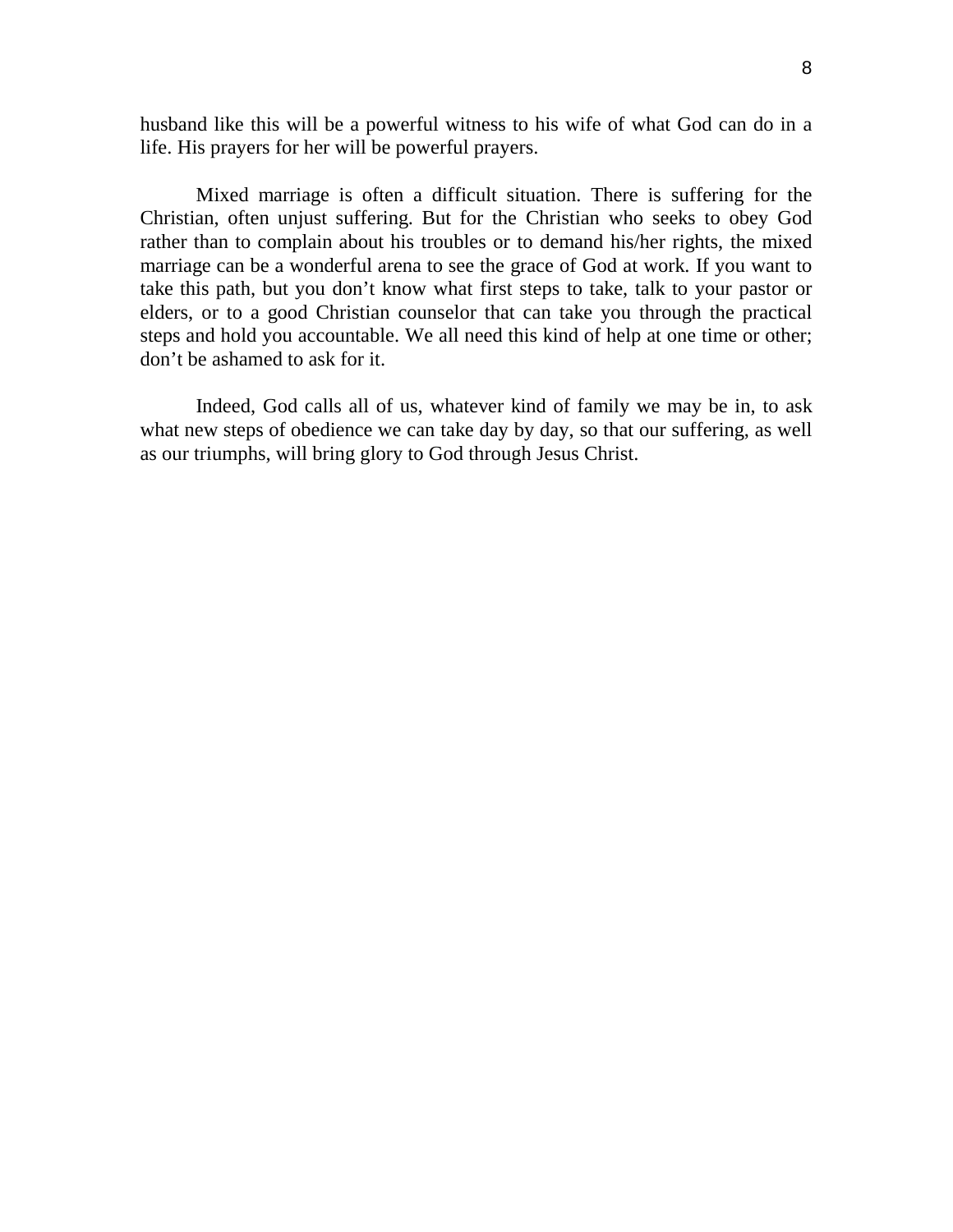husband like this will be a powerful witness to his wife of what God can do in a life. His prayers for her will be powerful prayers.

Mixed marriage is often a difficult situation. There is suffering for the Christian, often unjust suffering. But for the Christian who seeks to obey God rather than to complain about his troubles or to demand his/her rights, the mixed marriage can be a wonderful arena to see the grace of God at work. If you want to take this path, but you don't know what first steps to take, talk to your pastor or elders, or to a good Christian counselor that can take you through the practical steps and hold you accountable. We all need this kind of help at one time or other; don't be ashamed to ask for it.

Indeed, God calls all of us, whatever kind of family we may be in, to ask what new steps of obedience we can take day by day, so that our suffering, as well as our triumphs, will bring glory to God through Jesus Christ.